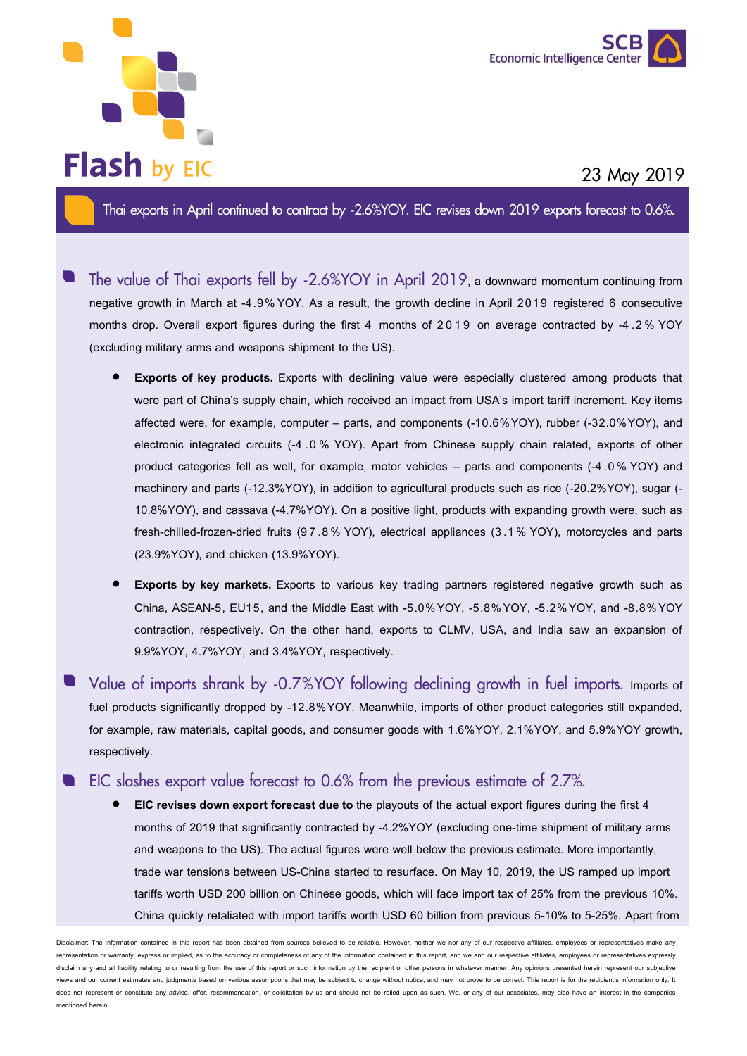# Flash by EIC

SCB Economic Intelligence Center

23 May 2019

## Thai exports in April continued to contract by -2.6%YOY. EIC revises down 2019 exports forecast to 0.6%.

- **The value of Thai exports fell by -2.6%YOY in April 2019**, a downward momentum continuing from negative growth in March at -4.9%YOY. As a result, the growth decline in April 2019 registered 6 consecutive months drop. Overall export figures during the first 4 months of 2019 on average contracted by -4.2%YOY (excluding military arms and weapons shipment to the US).
  - **Exports of key products.** Exports with declining value were especially clustered among products that were part of China's supply chain, which received an impact from USA's import tariff increment. Key items affected were, for example, computer – parts, and components (-10.6%YOY), rubber (-32.0%YOY), and electronic integrated circuits (-4.0% YOY). Apart from Chinese supply chain related, exports of other product categories fell as well, for example, motor vehicles – parts and components (-4.0% YOY) and machinery and parts (-12.3%YOY), in addition to agricultural products such as rice (-20.2%YOY), sugar (-10.8%YOY), and cassava (-4.7%YOY). On a positive light, products with expanding growth were, such as fresh-chilled-frozen-dried fruits (97.8% YOY), electrical appliances (3.1% YOY), motorcycles and parts (23.9%YOY), and chicken (13.9%YOY).
  - **Exports by key markets.** Exports to various key trading partners registered negative growth such as China, ASEAN-5, EU15, and the Middle East with -5.0%YOY, -5.8%YOY, -5.2%YOY, and -8.8%YOY contraction, respectively. On the other hand, exports to CLMV, USA, and India saw an expansion of 9.9%YOY, 4.7%YOY, and 3.4%YOY, respectively.
- **Value of imports shrank by -0.7%YOY following declining growth in fuel imports.** Imports of fuel products significantly dropped by -12.8%YOY. Meanwhile, imports of other product categories still expanded, for example, raw materials, capital goods, and consumer goods with 1.6%YOY, 2.1%YOY, and 5.9%YOY growth, respectively.
- **EIC slashes export value forecast to 0.6% from the previous estimate of 2.7%.**
  - **EIC revises down export forecast due to** the playouts of the actual export figures during the first 4 months of 2019 that significantly contracted by -4.2%YOY (excluding one-time shipment of military arms and weapons to the US). The actual figures were well below the previous estimate. More importantly, trade war tensions between US-China started to resurface. On May 10, 2019, the US ramped up import tariffs worth USD 200 billion on Chinese goods, which will face import tax of 25% from the previous 10%. China quickly retaliated with import tariffs worth USD 60 billion from previous 5-10% to 5-25%. Apart from

Disclaimer: The information contained in this report has been obtained from sources believed to be reliable. However, neither we nor any of our respective affiliates, employees or representatives make any representation or warranty, express or implied, as to the accuracy or completeness of any of the information contained in this report, and we and our respective affiliates, employees or representatives expressly disclaim any and all liability relating to or resulting from the use of this report or such information by the recipient or other persons in whatever manner. Any opinions presented herein represent our subjective views and our current estimates and judgments based on various assumptions that may be subject to change without notice, and may not prove to be correct. This report is for the recipient's information only. It does not represent or constitute any advice, offer, recommendation, or solicitation by us and should not be relied upon as such. We, or any of our associates, may also have an interest in the companies mentioned herein.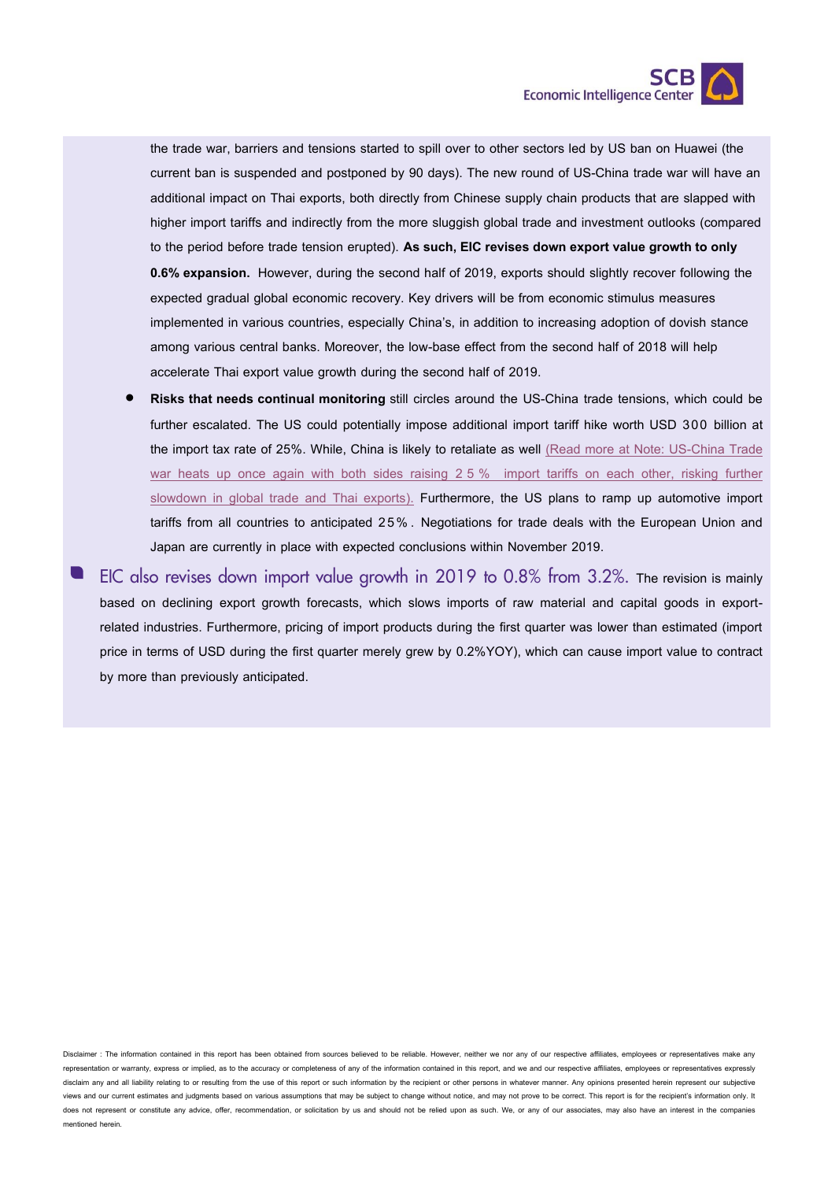the trade war, barriers and tensions started to spill over to other sectors led by US ban on Huawei (the current ban is suspended and postponed by 90 days). The new round of US-China trade war will have an additional impact on Thai exports, both directly from Chinese supply chain products that are slapped with higher import tariffs and indirectly from the more sluggish global trade and investment outlooks (compared to the period before trade tension erupted). **As such, EIC revises down export value growth to only 0.6% expansion.** However, during the second half of 2019, exports should slightly recover following the expected gradual global economic recovery. Key drivers will be from economic stimulus measures implemented in various countries, especially China's, in addition to increasing adoption of dovish stance among various central banks. Moreover, the low-base effect from the second half of 2018 will help accelerate Thai export value growth during the second half of 2019.

- **Risks that needs continual monitoring** still circles around the US-China trade tensions, which could be further escalated. The US could potentially impose additional import tariff hike worth USD 300 billion at the import tax rate of 25%. While, China is likely to retaliate as well (Read more at Note: US-China Trade war heats up once again with both sides raising 25% import tariffs on each other, risking further slowdown in global trade and Thai exports). Furthermore, the US plans to ramp up automotive import tariffs from all countries to anticipated 25%. Negotiations for trade deals with the European Union and Japan are currently in place with expected conclusions within November 2019.

- EIC also revises down import value growth in 2019 to 0.8% from 3.2%. The revision is mainly based on declining export growth forecasts, which slows imports of raw material and capital goods in export-related industries. Furthermore, pricing of import products during the first quarter was lower than estimated (import price in terms of USD during the first quarter merely grew by 0.2%YOY), which can cause import value to contract by more than previously anticipated.

Disclaimer : The information contained in this report has been obtained from sources believed to be reliable. However, neither we nor any of our respective affiliates, employees or representatives make any representation or warranty, express or implied, as to the accuracy or completeness of any of the information contained in this report, and we and our respective affiliates, employees or representatives expressly disclaim any and all liability relating to or resulting from the use of this report or such information by the recipient or other persons in whatever manner. Any opinions presented herein represent our subjective views and our current estimates and judgments based on various assumptions that may be subject to change without notice, and may not prove to be correct. This report is for the recipient's information only. It does not represent or constitute any advice, offer, recommendation, or solicitation by us and should not be relied upon as such. We, or any of our associates, may also have an interest in the companies mentioned herein.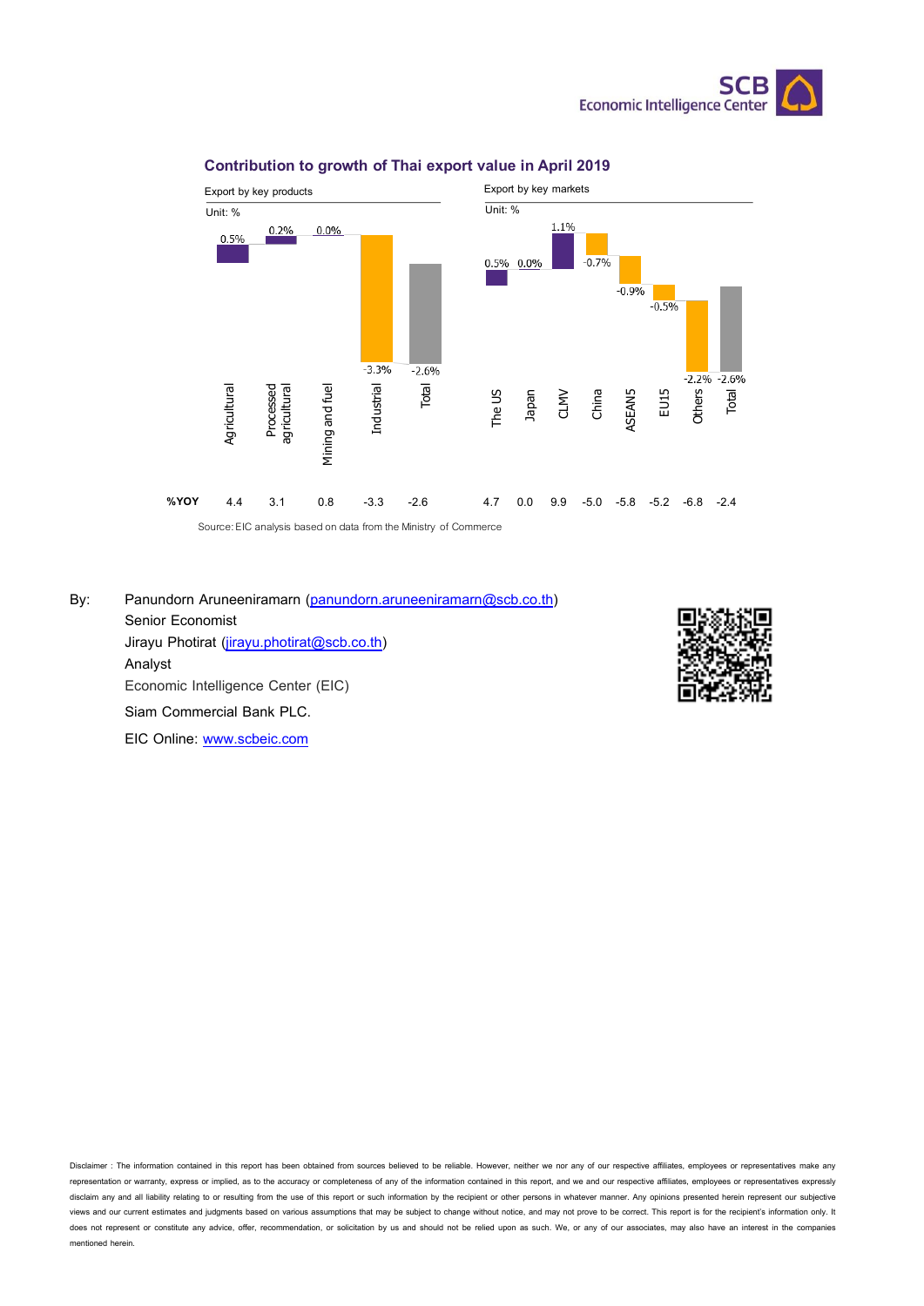**Contribution to growth of Thai export value in April 2019**

Export by key products

Unit: %

0.5%
0.2%
0.0%
-3.3%
-2.6%

Agricultural
Processed agricultural
Mining and fuel
Industrial
Total

Export by key markets

Unit: %

0.5%
0.0%
1.1%
-0.7%
-0.9%
-0.5%
-2.2%
-2.6%

The US
Japan
CLMV
China
ASEAN5
EU15
Others
Total

%YOY 4.4 3.1 0.8 -3.3 -2.6 4.7 0.0 9.9 -5.0 -5.8 -5.2 -6.8 -2.4

Source: EIC analysis based on data from the Ministry of Commerce

By: Panundorn Aruneeniramarn (panundorn.aruneeniramarn@scb.co.th)
Senior Economist
Jirayu Photirat (jirayu.photirat@scb.co.th)
Analyst
Economic Intelligence Center (EIC)
Siam Commercial Bank PLC.
EIC Online: www.scbeic.com

Disclaimer : The information contained in this report has been obtained from sources believed to be reliable. However, neither we nor any of our respective affiliates, employees or representatives make any representation or warranty, express or implied, as to the accuracy or completeness of any of the information contained in this report, and we and our respective affiliates, employees or representatives expressly disclaim any and all liability relating to or resulting from the use of this report or such information by the recipient or other persons in whatever manner. Any opinions presented herein represent our subjective views and our current estimates and judgments based on various assumptions that may be subject to change without notice, and may not prove to be correct. This report is for the recipient's information only. It does not represent or constitute any advice, offer, recommendation, or solicitation by us and should not be relied upon as such. We, or any of our associates, may also have an interest in the companies mentioned herein.